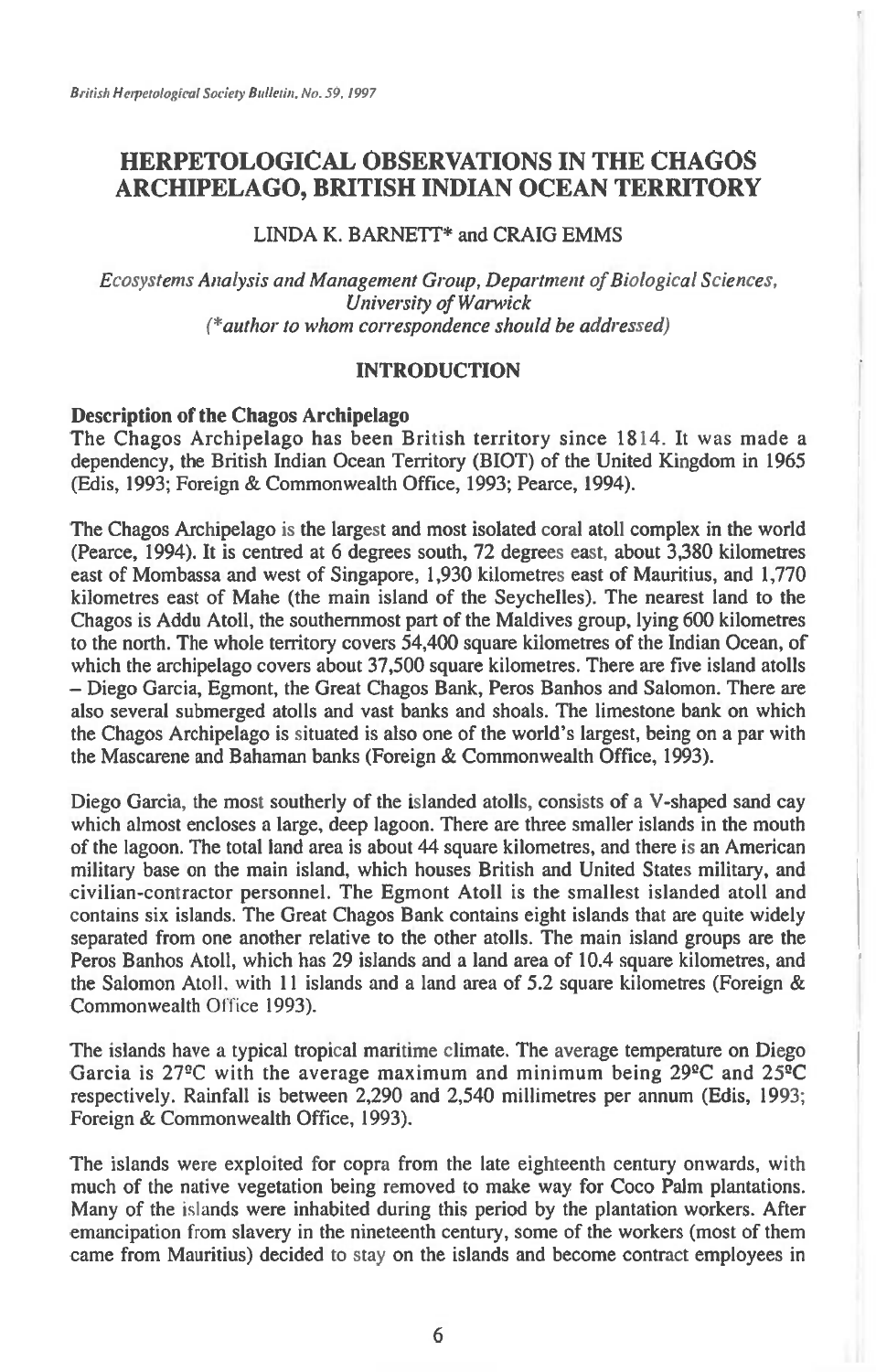# HERPETOLOGICAL OBSERVATIONS IN THE CHAGOS ARCHIPELAGO, BRITISH INDIAN OCEAN TERRITORY

LINDA K. BARNETT* and CRAIG EMMS

*Ecosystems Analysis and Management Group, Department of Biological Sciences, University of Warwick*
*(*author to whom correspondence should be addressed)*

## INTRODUCTION

### Description of the Chagos Archipelago

The Chagos Archipelago has been British territory since 1814. It was made a dependency, the British Indian Ocean Territory (BIOT) of the United Kingdom in 1965 (Edis, 1993; Foreign & Commonwealth Office, 1993; Pearce, 1994).

The Chagos Archipelago is the largest and most isolated coral atoll complex in the world (Pearce, 1994). It is centred at 6 degrees south, 72 degrees east, about 3,380 kilometres east of Mombassa and west of Singapore, 1,930 kilometres east of Mauritius, and 1,770 kilometres east of Mahe (the main island of the Seychelles). The nearest land to the Chagos is Addu Atoll, the southernmost part of the Maldives group, lying 600 kilometres to the north. The whole territory covers 54,400 square kilometres of the Indian Ocean, of which the archipelago covers about 37,500 square kilometres. There are five island atolls – Diego Garcia, Egmont, the Great Chagos Bank, Peros Banhos and Salomon. There are also several submerged atolls and vast banks and shoals. The limestone bank on which the Chagos Archipelago is situated is also one of the world's largest, being on a par with the Mascarene and Bahaman banks (Foreign & Commonwealth Office, 1993).

Diego Garcia, the most southerly of the islanded atolls, consists of a V-shaped sand cay which almost encloses a large, deep lagoon. There are three smaller islands in the mouth of the lagoon. The total land area is about 44 square kilometres, and there is an American military base on the main island, which houses British and United States military, and civilian-contractor personnel. The Egmont Atoll is the smallest islanded atoll and contains six islands. The Great Chagos Bank contains eight islands that are quite widely separated from one another relative to the other atolls. The main island groups are the Peros Banhos Atoll, which has 29 islands and a land area of 10.4 square kilometres, and the Salomon Atoll, with 11 islands and a land area of 5.2 square kilometres (Foreign & Commonwealth Office 1993).

The islands have a typical tropical maritime climate. The average temperature on Diego Garcia is 27ºC with the average maximum and minimum being 29ºC and 25ºC respectively. Rainfall is between 2,290 and 2,540 millimetres per annum (Edis, 1993; Foreign & Commonwealth Office, 1993).

The islands were exploited for copra from the late eighteenth century onwards, with much of the native vegetation being removed to make way for Coco Palm plantations. Many of the islands were inhabited during this period by the plantation workers. After emancipation from slavery in the nineteenth century, some of the workers (most of them came from Mauritius) decided to stay on the islands and become contract employees in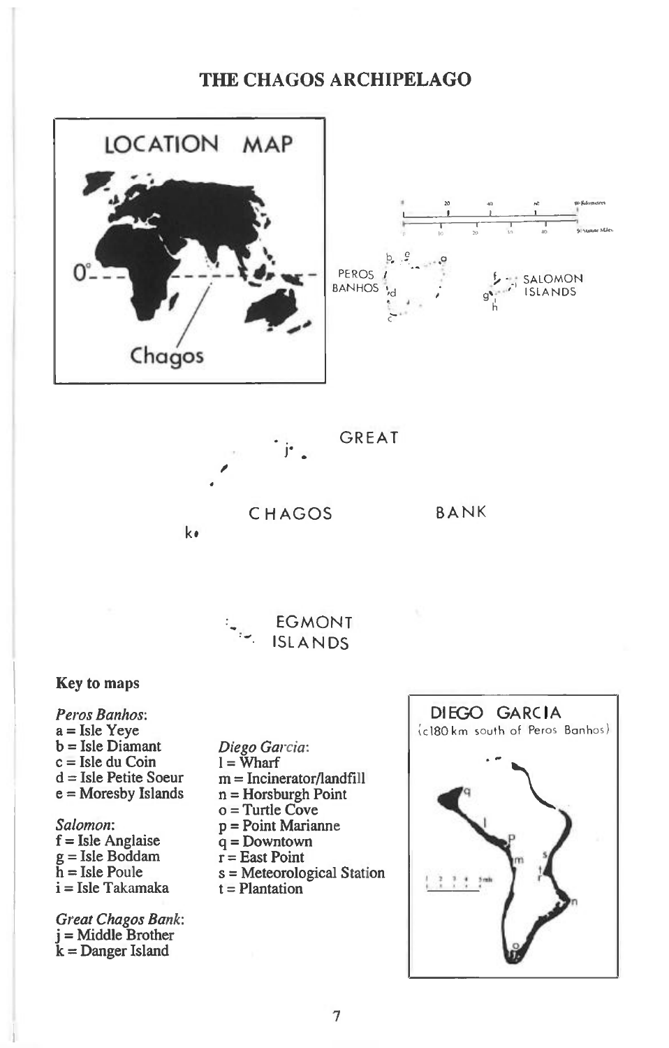# THE CHAGOS ARCHIPELAGO

LOCATION MAP

0°

Chagos

PEROS BANHOS

SALOMON ISLANDS

GREAT CHAGOS BANK

EGMONT ISLANDS

DIEGO GARCIA

(c180 km south of Peros Banhos)

### Key to maps

*Peros Banhos*:
a = Isle Yeye
b = Isle Diamant
c = Isle du Coin
d = Isle Petite Soeur
e = Moresby Islands

*Salomon*:
f = Isle Anglaise
g = Isle Boddam
h = Isle Poule
i = Isle Takamaka

*Great Chagos Bank*:
j = Middle Brother
k = Danger Island

*Diego Garcia*:
l = Wharf
m = Incinerator/landfill
n = Horsburgh Point
o = Turtle Cove
p = Point Marianne
q = Downtown
r = East Point
s = Meteorological Station
t = Plantation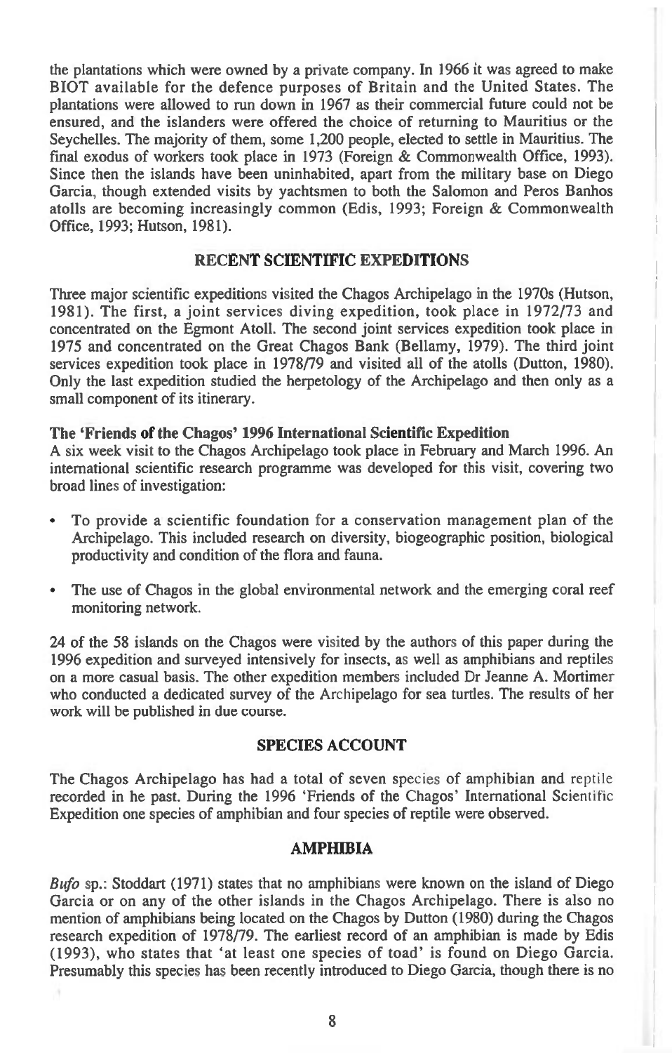the plantations which were owned by a private company. In 1966 it was agreed to make BIOT available for the defence purposes of Britain and the United States. The plantations were allowed to run down in 1967 as their commercial future could not be ensured, and the islanders were offered the choice of returning to Mauritius or the Seychelles. The majority of them, some 1,200 people, elected to settle in Mauritius. The final exodus of workers took place in 1973 (Foreign & Commonwealth Office, 1993). Since then the islands have been uninhabited, apart from the military base on Diego Garcia, though extended visits by yachtsmen to both the Salomon and Peros Banhos atolls are becoming increasingly common (Edis, 1993; Foreign & Commonwealth Office, 1993; Hutson, 1981).

## RECENT SCIENTIFIC EXPEDITIONS

Three major scientific expeditions visited the Chagos Archipelago in the 1970s (Hutson, 1981). The first, a joint services diving expedition, took place in 1972/73 and concentrated on the Egmont Atoll. The second joint services expedition took place in 1975 and concentrated on the Great Chagos Bank (Bellamy, 1979). The third joint services expedition took place in 1978/79 and visited all of the atolls (Dutton, 1980). Only the last expedition studied the herpetology of the Archipelago and then only as a small component of its itinerary.

### The 'Friends of the Chagos' 1996 International Scientific Expedition

A six week visit to the Chagos Archipelago took place in February and March 1996. An international scientific research programme was developed for this visit, covering two broad lines of investigation:

- To provide a scientific foundation for a conservation management plan of the Archipelago. This included research on diversity, biogeographic position, biological productivity and condition of the flora and fauna.
- The use of Chagos in the global environmental network and the emerging coral reef monitoring network.

24 of the 58 islands on the Chagos were visited by the authors of this paper during the 1996 expedition and surveyed intensively for insects, as well as amphibians and reptiles on a more casual basis. The other expedition members included Dr Jeanne A. Mortimer who conducted a dedicated survey of the Archipelago for sea turtles. The results of her work will be published in due course.

## SPECIES ACCOUNT

The Chagos Archipelago has had a total of seven species of amphibian and reptile recorded in he past. During the 1996 'Friends of the Chagos' International Scientific Expedition one species of amphibian and four species of reptile were observed.

## AMPHIBIA

*Bufo* sp.: Stoddart (1971) states that no amphibians were known on the island of Diego Garcia or on any of the other islands in the Chagos Archipelago. There is also no mention of amphibians being located on the Chagos by Dutton (1980) during the Chagos research expedition of 1978/79. The earliest record of an amphibian is made by Edis (1993), who states that 'at least one species of toad' is found on Diego Garcia. Presumably this species has been recently introduced to Diego Garcia, though there is no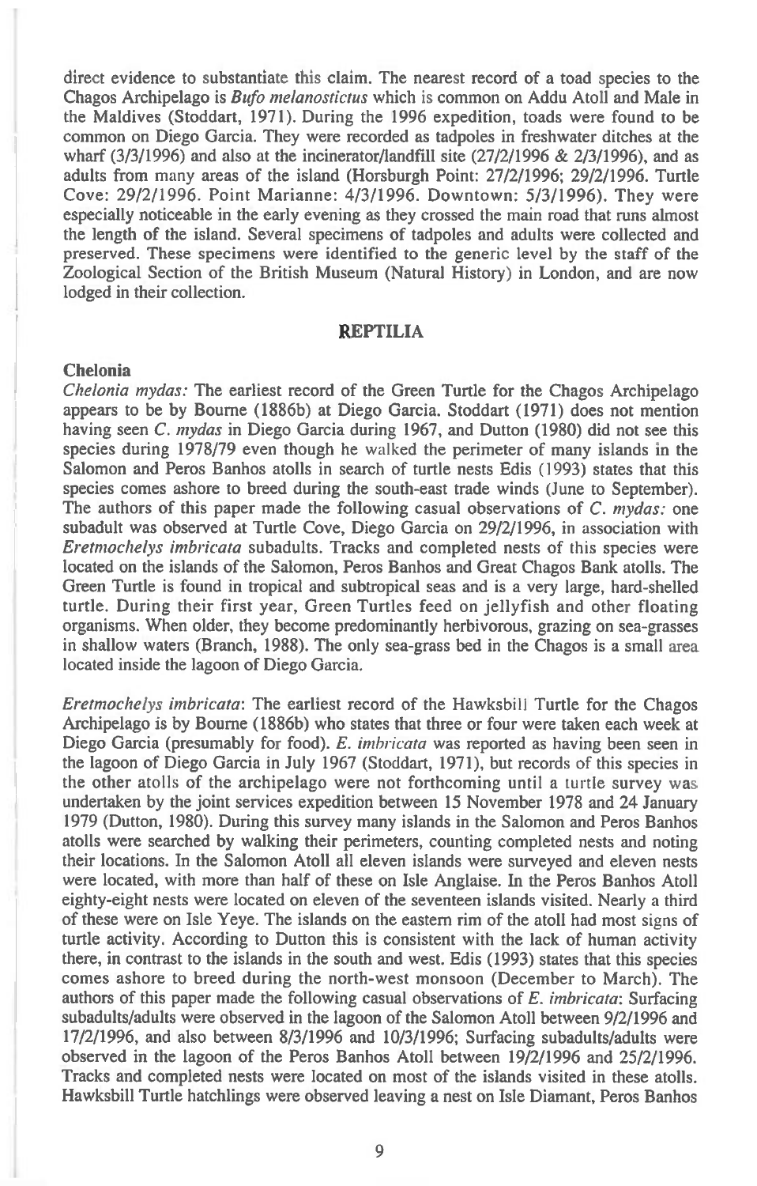direct evidence to substantiate this claim. The nearest record of a toad species to the Chagos Archipelago is *Bufo melanostictus* which is common on Addu Atoll and Male in the Maldives (Stoddart, 1971). During the 1996 expedition, toads were found to be common on Diego Garcia. They were recorded as tadpoles in freshwater ditches at the wharf (3/3/1996) and also at the incinerator/landfill site (27/2/1996 & 2/3/1996), and as adults from many areas of the island (Horsburgh Point: 27/2/1996; 29/2/1996. Turtle Cove: 29/2/1996. Point Marianne: 4/3/1996. Downtown: 5/3/1996). They were especially noticeable in the early evening as they crossed the main road that runs almost the length of the island. Several specimens of tadpoles and adults were collected and preserved. These specimens were identified to the generic level by the staff of the Zoological Section of the British Museum (Natural History) in London, and are now lodged in their collection.

## REPTILIA

### Chelonia

*Chelonia mydas:* The earliest record of the Green Turtle for the Chagos Archipelago appears to be by Bourne (1886b) at Diego Garcia. Stoddart (1971) does not mention having seen *C. mydas* in Diego Garcia during 1967, and Dutton (1980) did not see this species during 1978/79 even though he walked the perimeter of many islands in the Salomon and Peros Banhos atolls in search of turtle nests Edis (1993) states that this species comes ashore to breed during the south-east trade winds (June to September). The authors of this paper made the following casual observations of *C. mydas:* one subadult was observed at Turtle Cove, Diego Garcia on 29/2/1996, in association with *Eretmochelys imbricata* subadults. Tracks and completed nests of this species were located on the islands of the Salomon, Peros Banhos and Great Chagos Bank atolls. The Green Turtle is found in tropical and subtropical seas and is a very large, hard-shelled turtle. During their first year, Green Turtles feed on jellyfish and other floating organisms. When older, they become predominantly herbivorous, grazing on sea-grasses in shallow waters (Branch, 1988). The only sea-grass bed in the Chagos is a small area located inside the lagoon of Diego Garcia.

*Eretmochelys imbricata*: The earliest record of the Hawksbill Turtle for the Chagos Archipelago is by Bourne (1886b) who states that three or four were taken each week at Diego Garcia (presumably for food). *E. imbricata* was reported as having been seen in the lagoon of Diego Garcia in July 1967 (Stoddart, 1971), but records of this species in the other atolls of the archipelago were not forthcoming until a turtle survey was undertaken by the joint services expedition between 15 November 1978 and 24 January 1979 (Dutton, 1980). During this survey many islands in the Salomon and Peros Banhos atolls were searched by walking their perimeters, counting completed nests and noting their locations. In the Salomon Atoll all eleven islands were surveyed and eleven nests were located, with more than half of these on Isle Anglaise. In the Peros Banhos Atoll eighty-eight nests were located on eleven of the seventeen islands visited. Nearly a third of these were on Isle Yeye. The islands on the eastern rim of the atoll had most signs of turtle activity. According to Dutton this is consistent with the lack of human activity there, in contrast to the islands in the south and west. Edis (1993) states that this species comes ashore to breed during the north-west monsoon (December to March). The authors of this paper made the following casual observations of *E. imbricata*: Surfacing subadults/adults were observed in the lagoon of the Salomon Atoll between 9/2/1996 and 17/2/1996, and also between 8/3/1996 and 10/3/1996; Surfacing subadults/adults were observed in the lagoon of the Peros Banhos Atoll between 19/2/1996 and 25/2/1996. Tracks and completed nests were located on most of the islands visited in these atolls. Hawksbill Turtle hatchlings were observed leaving a nest on Isle Diamant, Peros Banhos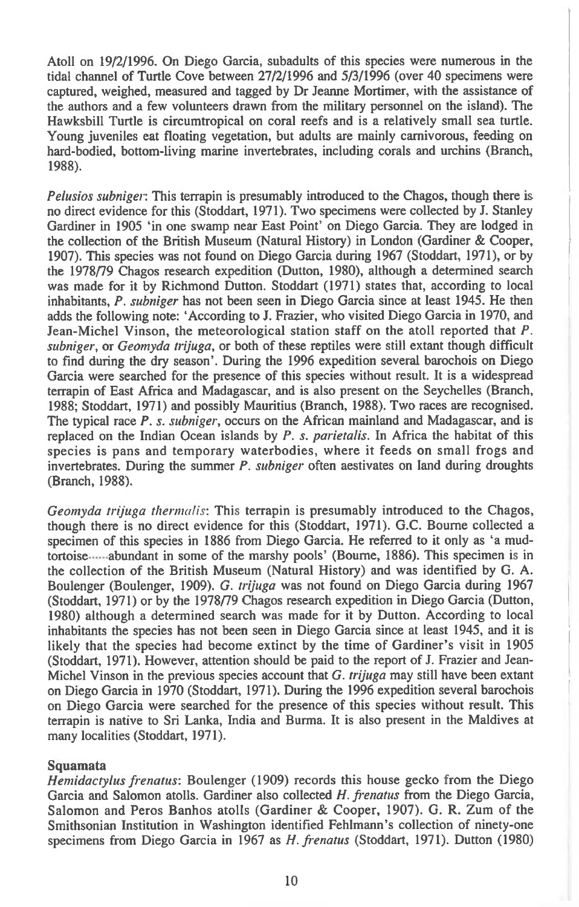Atoll on 19/2/1996. On Diego Garcia, subadults of this species were numerous in the tidal channel of Turtle Cove between 27/2/1996 and 5/3/1996 (over 40 specimens were captured, weighed, measured and tagged by Dr Jeanne Mortimer, with the assistance of the authors and a few volunteers drawn from the military personnel on the island). The Hawksbill Turtle is circumtropical on coral reefs and is a relatively small sea turtle. Young juveniles eat floating vegetation, but adults are mainly carnivorous, feeding on hard-bodied, bottom-living marine invertebrates, including corals and urchins (Branch, 1988).

*Pelusios subniger*: This terrapin is presumably introduced to the Chagos, though there is no direct evidence for this (Stoddart, 1971). Two specimens were collected by J. Stanley Gardiner in 1905 'in one swamp near East Point' on Diego Garcia. They are lodged in the collection of the British Museum (Natural History) in London (Gardiner & Cooper, 1907). This species was not found on Diego Garcia during 1967 (Stoddart, 1971), or by the 1978/79 Chagos research expedition (Dutton, 1980), although a determined search was made for it by Richmond Dutton. Stoddart (1971) states that, according to local inhabitants, *P. subniger* has not been seen in Diego Garcia since at least 1945. He then adds the following note: 'According to J. Frazier, who visited Diego Garcia in 1970, and Jean-Michel Vinson, the meteorological station staff on the atoll reported that *P. subniger*, or *Geomyda trijuga*, or both of these reptiles were still extant though difficult to find during the dry season'. During the 1996 expedition several barochois on Diego Garcia were searched for the presence of this species without result. It is a widespread terrapin of East Africa and Madagascar, and is also present on the Seychelles (Branch, 1988; Stoddart, 1971) and possibly Mauritius (Branch, 1988). Two races are recognised. The typical race *P. s. subniger*, occurs on the African mainland and Madagascar, and is replaced on the Indian Ocean islands by *P. s. parietalis*. In Africa the habitat of this species is pans and temporary waterbodies, where it feeds on small frogs and invertebrates. During the summer *P. subniger* often aestivates on land during droughts (Branch, 1988).

*Geomyda trijuga thermalis*: This terrapin is presumably introduced to the Chagos, though there is no direct evidence for this (Stoddart, 1971). G.C. Bourne collected a specimen of this species in 1886 from Diego Garcia. He referred to it only as 'a mud-tortoise......abundant in some of the marshy pools' (Bourne, 1886). This specimen is in the collection of the British Museum (Natural History) and was identified by G. A. Boulenger (Boulenger, 1909). *G. trijuga* was not found on Diego Garcia during 1967 (Stoddart, 1971) or by the 1978/79 Chagos research expedition in Diego Garcia (Dutton, 1980) although a determined search was made for it by Dutton. According to local inhabitants the species has not been seen in Diego Garcia since at least 1945, and it is likely that the species had become extinct by the time of Gardiner's visit in 1905 (Stoddart, 1971). However, attention should be paid to the report of J. Frazier and Jean-Michel Vinson in the previous species account that *G. trijuga* may still have been extant on Diego Garcia in 1970 (Stoddart, 1971). During the 1996 expedition several barochois on Diego Garcia were searched for the presence of this species without result. This terrapin is native to Sri Lanka, India and Burma. It is also present in the Maldives at many localities (Stoddart, 1971).

**Squamata**

*Hemidactylus frenatus*: Boulenger (1909) records this house gecko from the Diego Garcia and Salomon atolls. Gardiner also collected *H. frenatus* from the Diego Garcia, Salomon and Peros Banhos atolls (Gardiner & Cooper, 1907). G. R. Zum of the Smithsonian Institution in Washington identified Fehlmann's collection of ninety-one specimens from Diego Garcia in 1967 as *H. frenatus* (Stoddart, 1971). Dutton (1980)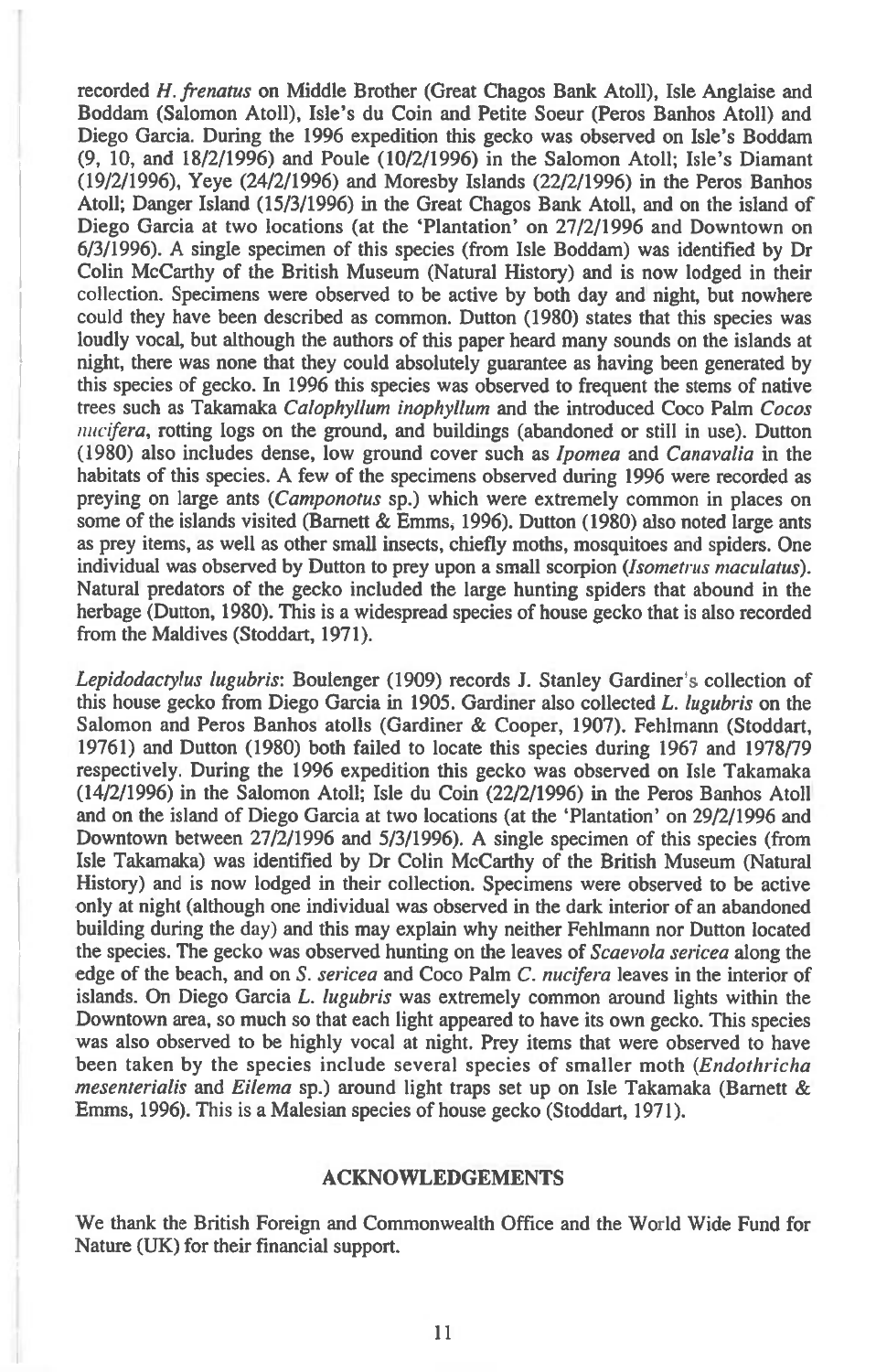recorded *H. frenatus* on Middle Brother (Great Chagos Bank Atoll), Isle Anglaise and Boddam (Salomon Atoll), Isle's du Coin and Petite Soeur (Peros Banhos Atoll) and Diego Garcia. During the 1996 expedition this gecko was observed on Isle's Boddam (9, 10, and 18/2/1996) and Poule (10/2/1996) in the Salomon Atoll; Isle's Diamant (19/2/1996), Yeye (24/2/1996) and Moresby Islands (22/2/1996) in the Peros Banhos Atoll; Danger Island (15/3/1996) in the Great Chagos Bank Atoll, and on the island of Diego Garcia at two locations (at the 'Plantation' on 27/2/1996 and Downtown on 6/3/1996). A single specimen of this species (from Isle Boddam) was identified by Dr Colin McCarthy of the British Museum (Natural History) and is now lodged in their collection. Specimens were observed to be active by both day and night, but nowhere could they have been described as common. Dutton (1980) states that this species was loudly vocal, but although the authors of this paper heard many sounds on the islands at night, there was none that they could absolutely guarantee as having been generated by this species of gecko. In 1996 this species was observed to frequent the stems of native trees such as Takamaka *Calophyllum inophyllum* and the introduced Coco Palm *Cocos nucifera*, rotting logs on the ground, and buildings (abandoned or still in use). Dutton (1980) also includes dense, low ground cover such as *Ipomea* and *Canavalia* in the habitats of this species. A few of the specimens observed during 1996 were recorded as preying on large ants (*Camponotus* sp.) which were extremely common in places on some of the islands visited (Barnett & Emms, 1996). Dutton (1980) also noted large ants as prey items, as well as other small insects, chiefly moths, mosquitoes and spiders. One individual was observed by Dutton to prey upon a small scorpion (*Isometrus maculatus*). Natural predators of the gecko included the large hunting spiders that abound in the herbage (Dutton, 1980). This is a widespread species of house gecko that is also recorded from the Maldives (Stoddart, 1971).

*Lepidodactylus lugubris*: Boulenger (1909) records J. Stanley Gardiner's collection of this house gecko from Diego Garcia in 1905. Gardiner also collected *L. lugubris* on the Salomon and Peros Banhos atolls (Gardiner & Cooper, 1907). Fehlmann (Stoddart, 19761) and Dutton (1980) both failed to locate this species during 1967 and 1978/79 respectively. During the 1996 expedition this gecko was observed on Isle Takamaka (14/2/1996) in the Salomon Atoll; Isle du Coin (22/2/1996) in the Peros Banhos Atoll and on the island of Diego Garcia at two locations (at the 'Plantation' on 29/2/1996 and Downtown between 27/2/1996 and 5/3/1996). A single specimen of this species (from Isle Takamaka) was identified by Dr Colin McCarthy of the British Museum (Natural History) and is now lodged in their collection. Specimens were observed to be active only at night (although one individual was observed in the dark interior of an abandoned building during the day) and this may explain why neither Fehlmann nor Dutton located the species. The gecko was observed hunting on the leaves of *Scaevola sericea* along the edge of the beach, and on *S. sericea* and Coco Palm *C. nucifera* leaves in the interior of islands. On Diego Garcia *L. lugubris* was extremely common around lights within the Downtown area, so much so that each light appeared to have its own gecko. This species was also observed to be highly vocal at night. Prey items that were observed to have been taken by the species include several species of smaller moth (*Endothricha mesenterialis* and *Eilema* sp.) around light traps set up on Isle Takamaka (Barnett & Emms, 1996). This is a Malesian species of house gecko (Stoddart, 1971).

## ACKNOWLEDGEMENTS

We thank the British Foreign and Commonwealth Office and the World Wide Fund for Nature (UK) for their financial support.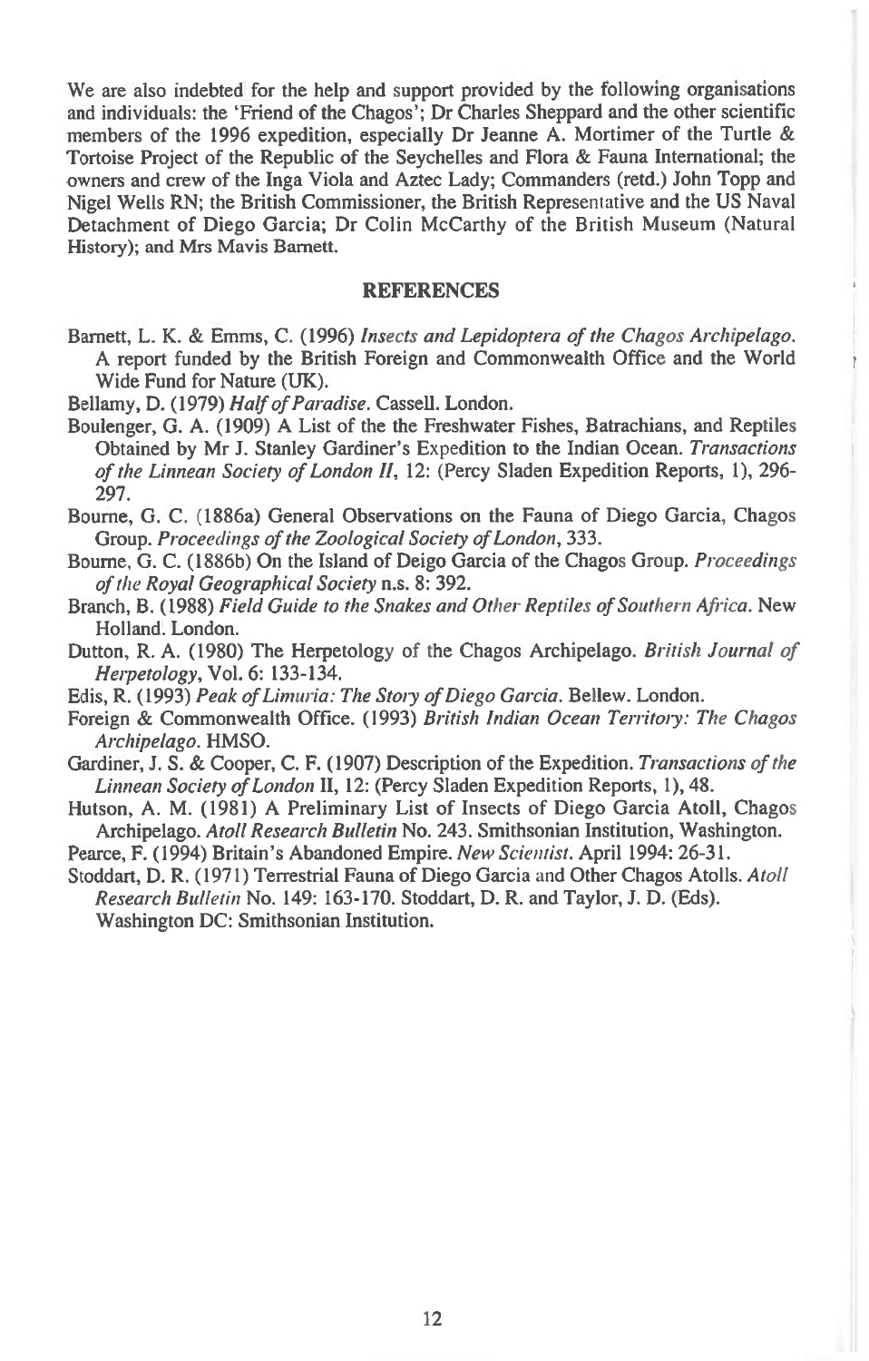We are also indebted for the help and support provided by the following organisations and individuals: the 'Friend of the Chagos'; Dr Charles Sheppard and the other scientific members of the 1996 expedition, especially Dr Jeanne A. Mortimer of the Turtle & Tortoise Project of the Republic of the Seychelles and Flora & Fauna International; the owners and crew of the Inga Viola and Aztec Lady; Commanders (retd.) John Topp and Nigel Wells RN; the British Commissioner, the British Representative and the US Naval Detachment of Diego Garcia; Dr Colin McCarthy of the British Museum (Natural History); and Mrs Mavis Barnett.

## REFERENCES

Barnett, L. K. & Emms, C. (1996) *Insects and Lepidoptera of the Chagos Archipelago*. A report funded by the British Foreign and Commonwealth Office and the World Wide Fund for Nature (UK).

Bellamy, D. (1979) *Half of Paradise*. Cassell. London.

Boulenger, G. A. (1909) A List of the the Freshwater Fishes, Batrachians, and Reptiles Obtained by Mr J. Stanley Gardiner's Expedition to the Indian Ocean. *Transactions of the Linnean Society of London II*, 12: (Percy Sladen Expedition Reports, 1), 296-297.

Bourne, G. C. (1886a) General Observations on the Fauna of Diego Garcia, Chagos Group. *Proceedings of the Zoological Society of London*, 333.

Bourne, G. C. (1886b) On the Island of Deigo Garcia of the Chagos Group. *Proceedings of the Royal Geographical Society* n.s. 8: 392.

Branch, B. (1988) *Field Guide to the Snakes and Other Reptiles of Southern Africa*. New Holland. London.

Dutton, R. A. (1980) The Herpetology of the Chagos Archipelago. *British Journal of Herpetology*, Vol. 6: 133-134.

Edis, R. (1993) *Peak of Limuria: The Story of Diego Garcia*. Bellew. London.

Foreign & Commonwealth Office. (1993) *British Indian Ocean Territory: The Chagos Archipelago*. HMSO.

Gardiner, J. S. & Cooper, C. F. (1907) Description of the Expedition. *Transactions of the Linnean Society of London* II, 12: (Percy Sladen Expedition Reports, 1), 48.

Hutson, A. M. (1981) A Preliminary List of Insects of Diego Garcia Atoll, Chagos Archipelago. *Atoll Research Bulletin* No. 243. Smithsonian Institution, Washington.

Pearce, F. (1994) Britain's Abandoned Empire. *New Scientist*. April 1994: 26-31.

Stoddart, D. R. (1971) Terrestrial Fauna of Diego Garcia and Other Chagos Atolls. *Atoll Research Bulletin* No. 149: 163-170. Stoddart, D. R. and Taylor, J. D. (Eds). Washington DC: Smithsonian Institution.